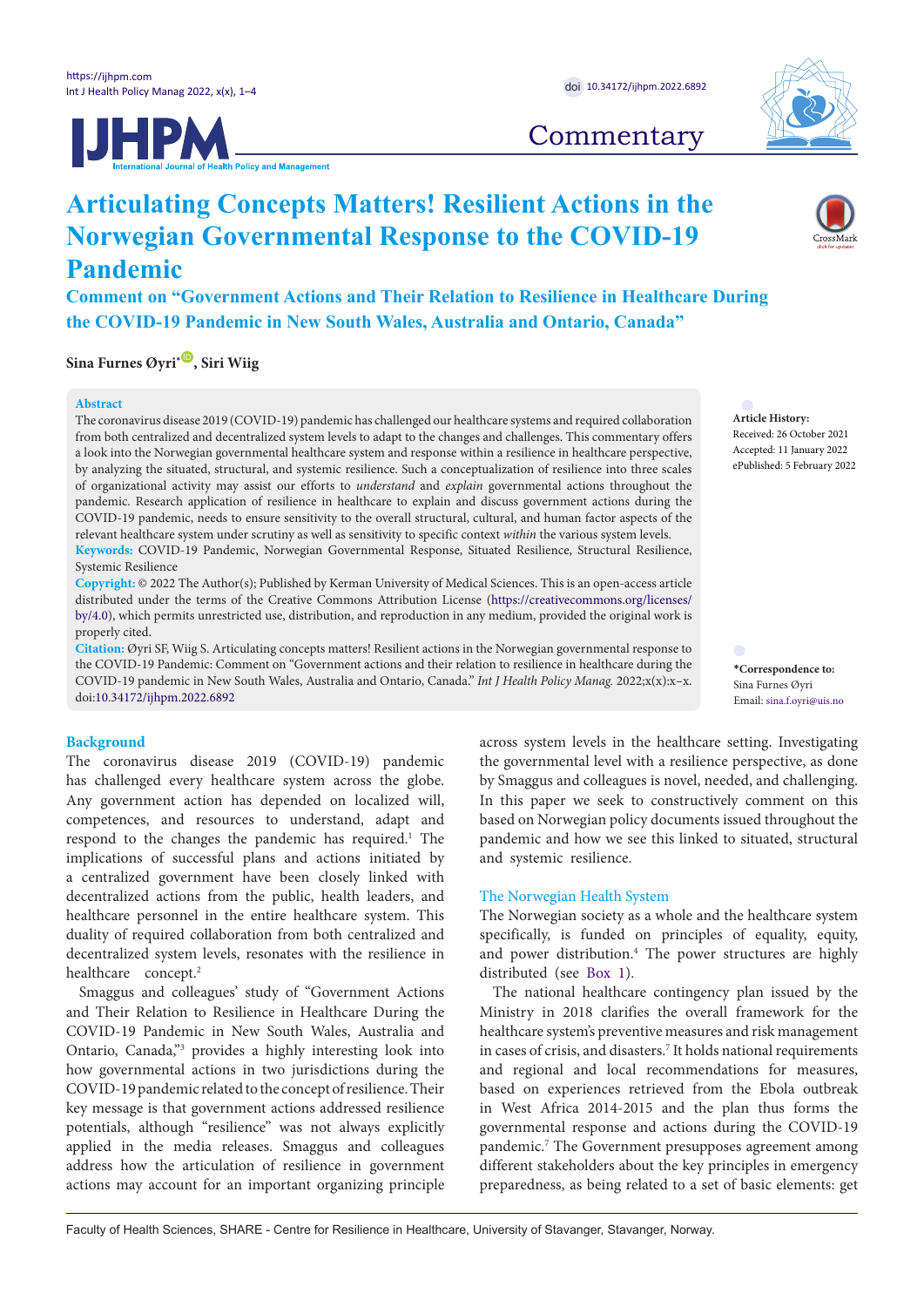Commentary

# Articulating Concepts Matters! Resilient Actions in the Norwegian Governmental Response to the COVID-19 Pandemic

## Comment on "Government Actions and Their Relation to Resilience in Healthcare During the COVID-19 Pandemic in New South Wales, Australia and Ontario, Canada"

**Sina Furnes Øyri*, Siri Wiig**

**Abstract**

The coronavirus disease 2019 (COVID-19) pandemic has challenged our healthcare systems and required collaboration from both centralized and decentralized system levels to adapt to the changes and challenges. This commentary offers a look into the Norwegian governmental healthcare system and response within a resilience in healthcare perspective, by analyzing the situated, structural, and systemic resilience. Such a conceptualization of resilience into three scales of organizational activity may assist our efforts to *understand* and *explain* governmental actions throughout the pandemic. Research application of resilience in healthcare to explain and discuss government actions during the COVID-19 pandemic, needs to ensure sensitivity to the overall structural, cultural, and human factor aspects of the relevant healthcare system under scrutiny as well as sensitivity to specific context *within* the various system levels.

**Keywords:** COVID-19 Pandemic, Norwegian Governmental Response, Situated Resilience, Structural Resilience, Systemic Resilience

**Copyright:** © 2022 The Author(s); Published by Kerman University of Medical Sciences. This is an open-access article distributed under the terms of the Creative Commons Attribution License (https://creativecommons.org/licenses/by/4.0), which permits unrestricted use, distribution, and reproduction in any medium, provided the original work is properly cited.

**Citation:** Øyri SF, Wiig S. Articulating concepts matters! Resilient actions in the Norwegian governmental response to the COVID-19 Pandemic: Comment on "Government actions and their relation to resilience in healthcare during the COVID-19 pandemic in New South Wales, Australia and Ontario, Canada." *Int J Health Policy Manag.* 2022;x(x):x–x. doi:10.34172/ijhpm.2022.6892

**Article History:**
Received: 26 October 2021
Accepted: 11 January 2022
ePublished: 5 February 2022

***Correspondence to:**
Sina Furnes Øyri
Email: sina.f.oyri@uis.no

## Background

The coronavirus disease 2019 (COVID-19) pandemic has challenged every healthcare system across the globe. Any government action has depended on localized will, competences, and resources to understand, adapt and respond to the changes the pandemic has required.[1] The implications of successful plans and actions initiated by a centralized government have been closely linked with decentralized actions from the public, health leaders, and healthcare personnel in the entire healthcare system. This duality of required collaboration from both centralized and decentralized system levels, resonates with the resilience in healthcare concept.[2]

Smaggus and colleagues' study of "Government Actions and Their Relation to Resilience in Healthcare During the COVID-19 Pandemic in New South Wales, Australia and Ontario, Canada,"[3] provides a highly interesting look into how governmental actions in two jurisdictions during the COVID-19 pandemic related to the concept of resilience. Their key message is that government actions addressed resilience potentials, although "resilience" was not always explicitly applied in the media releases. Smaggus and colleagues address how the articulation of resilience in government actions may account for an important organizing principle across system levels in the healthcare setting. Investigating the governmental level with a resilience perspective, as done by Smaggus and colleagues is novel, needed, and challenging. In this paper we seek to constructively comment on this based on Norwegian policy documents issued throughout the pandemic and how we see this linked to situated, structural and systemic resilience.

### The Norwegian Health System

The Norwegian society as a whole and the healthcare system specifically, is funded on principles of equality, equity, and power distribution.[4] The power structures are highly distributed (see Box 1).

The national healthcare contingency plan issued by the Ministry in 2018 clarifies the overall framework for the healthcare system's preventive measures and risk management in cases of crisis, and disasters.[7] It holds national requirements and regional and local recommendations for measures, based on experiences retrieved from the Ebola outbreak in West Africa 2014-2015 and the plan thus forms the governmental response and actions during the COVID-19 pandemic.[7] The Government presupposes agreement among different stakeholders about the key principles in emergency preparedness, as being related to a set of basic elements: get

Faculty of Health Sciences, SHARE - Centre for Resilience in Healthcare, University of Stavanger, Stavanger, Norway.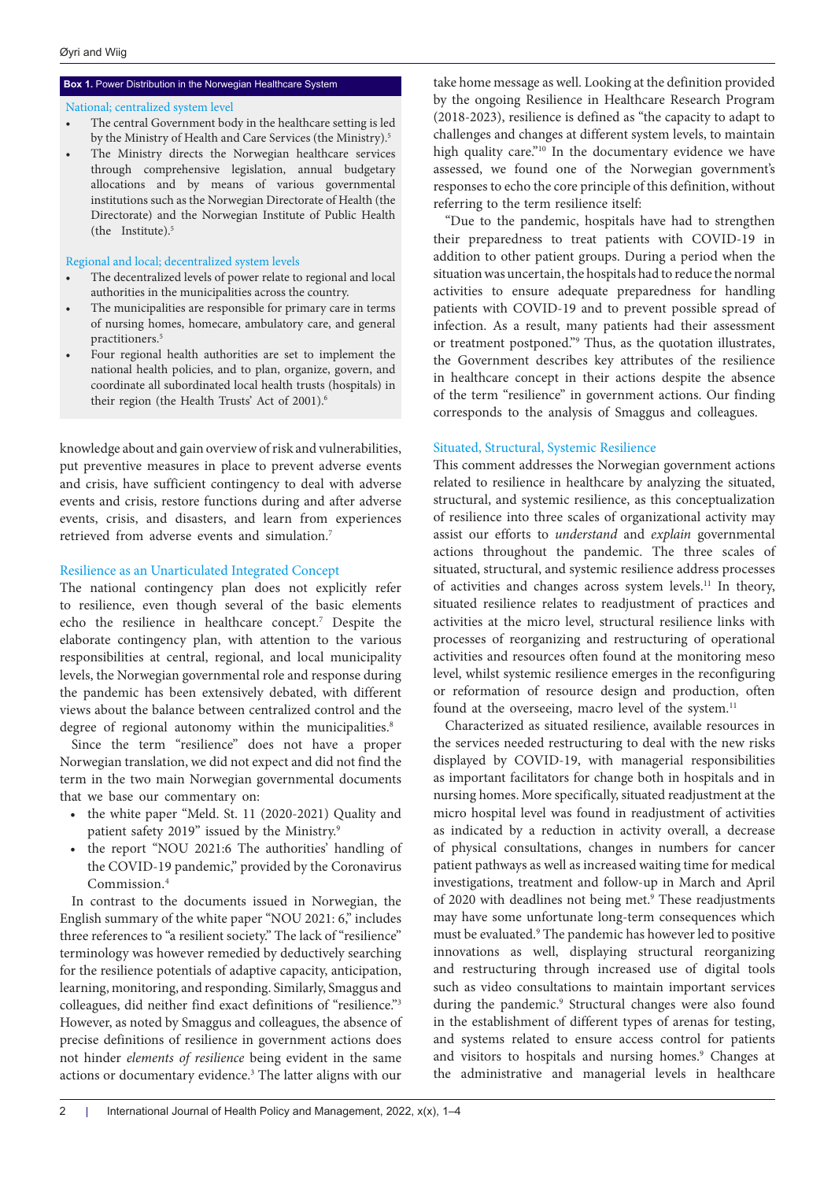**Box 1.** Power Distribution in the Norwegian Healthcare System

National; centralized system level

- The central Government body in the healthcare setting is led by the Ministry of Health and Care Services (the Ministry).[5]
- The Ministry directs the Norwegian healthcare services through comprehensive legislation, annual budgetary allocations and by means of various governmental institutions such as the Norwegian Directorate of Health (the Directorate) and the Norwegian Institute of Public Health (the Institute).[5]

Regional and local; decentralized system levels

- The decentralized levels of power relate to regional and local authorities in the municipalities across the country.
- The municipalities are responsible for primary care in terms of nursing homes, homecare, ambulatory care, and general practitioners.[5]
- Four regional health authorities are set to implement the national health policies, and to plan, organize, govern, and coordinate all subordinated local health trusts (hospitals) in their region (the Health Trusts' Act of 2001).[6]

knowledge about and gain overview of risk and vulnerabilities, put preventive measures in place to prevent adverse events and crisis, have sufficient contingency to deal with adverse events and crisis, restore functions during and after adverse events, crisis, and disasters, and learn from experiences retrieved from adverse events and simulation.[7]

## Resilience as an Unarticulated Integrated Concept

The national contingency plan does not explicitly refer to resilience, even though several of the basic elements echo the resilience in healthcare concept.[7] Despite the elaborate contingency plan, with attention to the various responsibilities at central, regional, and local municipality levels, the Norwegian governmental role and response during the pandemic has been extensively debated, with different views about the balance between centralized control and the degree of regional autonomy within the municipalities.[8]

Since the term "resilience" does not have a proper Norwegian translation, we did not expect and did not find the term in the two main Norwegian governmental documents that we base our commentary on:

- the white paper "Meld. St. 11 (2020-2021) Quality and patient safety 2019" issued by the Ministry.[9]
- the report "NOU 2021:6 The authorities' handling of the COVID-19 pandemic," provided by the Coronavirus Commission.[4]

In contrast to the documents issued in Norwegian, the English summary of the white paper "NOU 2021: 6," includes three references to "a resilient society." The lack of "resilience" terminology was however remedied by deductively searching for the resilience potentials of adaptive capacity, anticipation, learning, monitoring, and responding. Similarly, Smaggus and colleagues, did neither find exact definitions of "resilience."[3] However, as noted by Smaggus and colleagues, the absence of precise definitions of resilience in government actions does not hinder *elements of resilience* being evident in the same actions or documentary evidence.[3] The latter aligns with our take home message as well. Looking at the definition provided by the ongoing Resilience in Healthcare Research Program (2018-2023), resilience is defined as "the capacity to adapt to challenges and changes at different system levels, to maintain high quality care."[10] In the documentary evidence we have assessed, we found one of the Norwegian government's responses to echo the core principle of this definition, without referring to the term resilience itself:

"Due to the pandemic, hospitals have had to strengthen their preparedness to treat patients with COVID-19 in addition to other patient groups. During a period when the situation was uncertain, the hospitals had to reduce the normal activities to ensure adequate preparedness for handling patients with COVID-19 and to prevent possible spread of infection. As a result, many patients had their assessment or treatment postponed."[9] Thus, as the quotation illustrates, the Government describes key attributes of the resilience in healthcare concept in their actions despite the absence of the term "resilience" in government actions. Our finding corresponds to the analysis of Smaggus and colleagues.

## Situated, Structural, Systemic Resilience

This comment addresses the Norwegian government actions related to resilience in healthcare by analyzing the situated, structural, and systemic resilience, as this conceptualization of resilience into three scales of organizational activity may assist our efforts to *understand* and *explain* governmental actions throughout the pandemic. The three scales of situated, structural, and systemic resilience address processes of activities and changes across system levels.[11] In theory, situated resilience relates to readjustment of practices and activities at the micro level, structural resilience links with processes of reorganizing and restructuring of operational activities and resources often found at the monitoring meso level, whilst systemic resilience emerges in the reconfiguring or reformation of resource design and production, often found at the overseeing, macro level of the system.[11]

Characterized as situated resilience, available resources in the services needed restructuring to deal with the new risks displayed by COVID-19, with managerial responsibilities as important facilitators for change both in hospitals and in nursing homes. More specifically, situated readjustment at the micro hospital level was found in readjustment of activities as indicated by a reduction in activity overall, a decrease of physical consultations, changes in numbers for cancer patient pathways as well as increased waiting time for medical investigations, treatment and follow-up in March and April of 2020 with deadlines not being met.[9] These readjustments may have some unfortunate long-term consequences which must be evaluated.[9] The pandemic has however led to positive innovations as well, displaying structural reorganizing and restructuring through increased use of digital tools such as video consultations to maintain important services during the pandemic.[9] Structural changes were also found in the establishment of different types of arenas for testing, and systems related to ensure access control for patients and visitors to hospitals and nursing homes.[9] Changes at the administrative and managerial levels in healthcare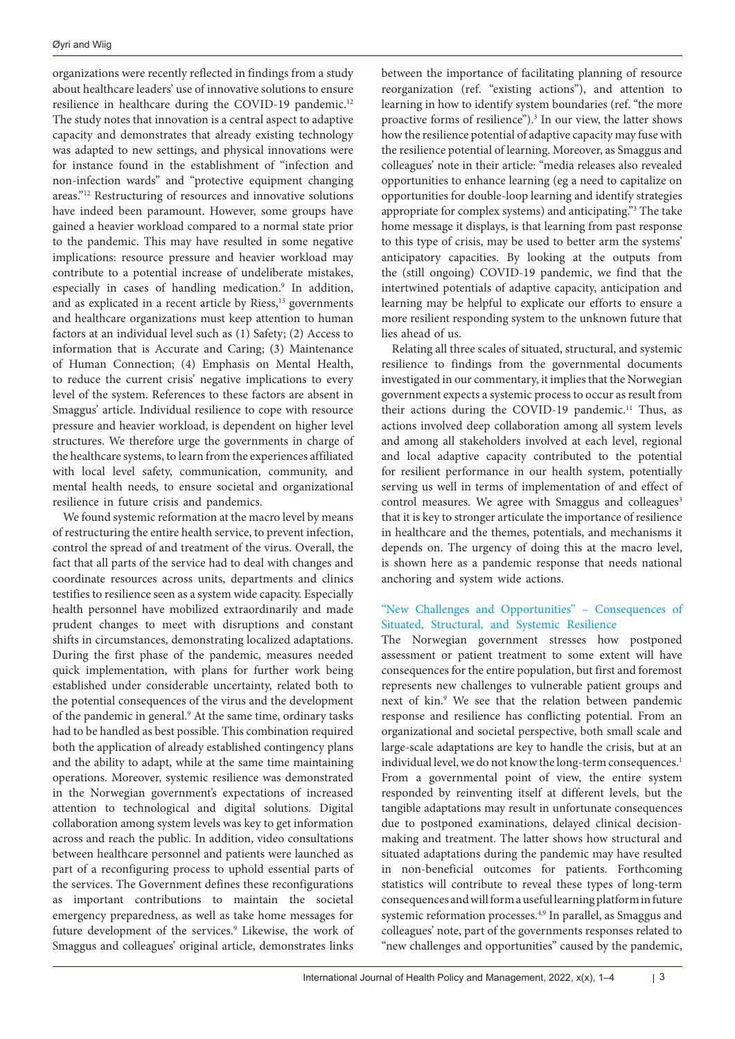organizations were recently reflected in findings from a study about healthcare leaders' use of innovative solutions to ensure resilience in healthcare during the COVID-19 pandemic.[12] The study notes that innovation is a central aspect to adaptive capacity and demonstrates that already existing technology was adapted to new settings, and physical innovations were for instance found in the establishment of "infection and non-infection wards" and "protective equipment changing areas."[12] Restructuring of resources and innovative solutions have indeed been paramount. However, some groups have gained a heavier workload compared to a normal state prior to the pandemic. This may have resulted in some negative implications: resource pressure and heavier workload may contribute to a potential increase of undeliberate mistakes, especially in cases of handling medication.[9] In addition, and as explicated in a recent article by Riess,[13] governments and healthcare organizations must keep attention to human factors at an individual level such as (1) Safety; (2) Access to information that is Accurate and Caring; (3) Maintenance of Human Connection; (4) Emphasis on Mental Health, to reduce the current crisis' negative implications to every level of the system. References to these factors are absent in Smaggus' article. Individual resilience to cope with resource pressure and heavier workload, is dependent on higher level structures. We therefore urge the governments in charge of the healthcare systems, to learn from the experiences affiliated with local level safety, communication, community, and mental health needs, to ensure societal and organizational resilience in future crisis and pandemics.

We found systemic reformation at the macro level by means of restructuring the entire health service, to prevent infection, control the spread of and treatment of the virus. Overall, the fact that all parts of the service had to deal with changes and coordinate resources across units, departments and clinics testifies to resilience seen as a system wide capacity. Especially health personnel have mobilized extraordinarily and made prudent changes to meet with disruptions and constant shifts in circumstances, demonstrating localized adaptations. During the first phase of the pandemic, measures needed quick implementation, with plans for further work being established under considerable uncertainty, related both to the potential consequences of the virus and the development of the pandemic in general.[9] At the same time, ordinary tasks had to be handled as best possible. This combination required both the application of already established contingency plans and the ability to adapt, while at the same time maintaining operations. Moreover, systemic resilience was demonstrated in the Norwegian government's expectations of increased attention to technological and digital solutions. Digital collaboration among system levels was key to get information across and reach the public. In addition, video consultations between healthcare personnel and patients were launched as part of a reconfiguring process to uphold essential parts of the services. The Government defines these reconfigurations as important contributions to maintain the societal emergency preparedness, as well as take home messages for future development of the services.[9] Likewise, the work of Smaggus and colleagues' original article, demonstrates links between the importance of facilitating planning of resource reorganization (ref. "existing actions"), and attention to learning in how to identify system boundaries (ref. "the more proactive forms of resilience").[3] In our view, the latter shows how the resilience potential of adaptive capacity may fuse with the resilience potential of learning. Moreover, as Smaggus and colleagues' note in their article: "media releases also revealed opportunities to enhance learning (eg a need to capitalize on opportunities for double-loop learning and identify strategies appropriate for complex systems) and anticipating."[3] The take home message it displays, is that learning from past response to this type of crisis, may be used to better arm the systems' anticipatory capacities. By looking at the outputs from the (still ongoing) COVID-19 pandemic, we find that the intertwined potentials of adaptive capacity, anticipation and learning may be helpful to explicate our efforts to ensure a more resilient responding system to the unknown future that lies ahead of us.

Relating all three scales of situated, structural, and systemic resilience to findings from the governmental documents investigated in our commentary, it implies that the Norwegian government expects a systemic process to occur as result from their actions during the COVID-19 pandemic.[11] Thus, as actions involved deep collaboration among all system levels and among all stakeholders involved at each level, regional and local adaptive capacity contributed to the potential for resilient performance in our health system, potentially serving us well in terms of implementation of and effect of control measures. We agree with Smaggus and colleagues[3] that it is key to stronger articulate the importance of resilience in healthcare and the themes, potentials, and mechanisms it depends on. The urgency of doing this at the macro level, is shown here as a pandemic response that needs national anchoring and system wide actions.

## "New Challenges and Opportunities" – Consequences of Situated, Structural, and Systemic Resilience

The Norwegian government stresses how postponed assessment or patient treatment to some extent will have consequences for the entire population, but first and foremost represents new challenges to vulnerable patient groups and next of kin.[9] We see that the relation between pandemic response and resilience has conflicting potential. From an organizational and societal perspective, both small scale and large-scale adaptations are key to handle the crisis, but at an individual level, we do not know the long-term consequences.[1] From a governmental point of view, the entire system responded by reinventing itself at different levels, but the tangible adaptations may result in unfortunate consequences due to postponed examinations, delayed clinical decision-making and treatment. The latter shows how structural and situated adaptations during the pandemic may have resulted in non-beneficial outcomes for patients. Forthcoming statistics will contribute to reveal these types of long-term consequences and will form a useful learning platform in future systemic reformation processes.[4,9] In parallel, as Smaggus and colleagues' note, part of the governments responses related to "new challenges and opportunities" caused by the pandemic,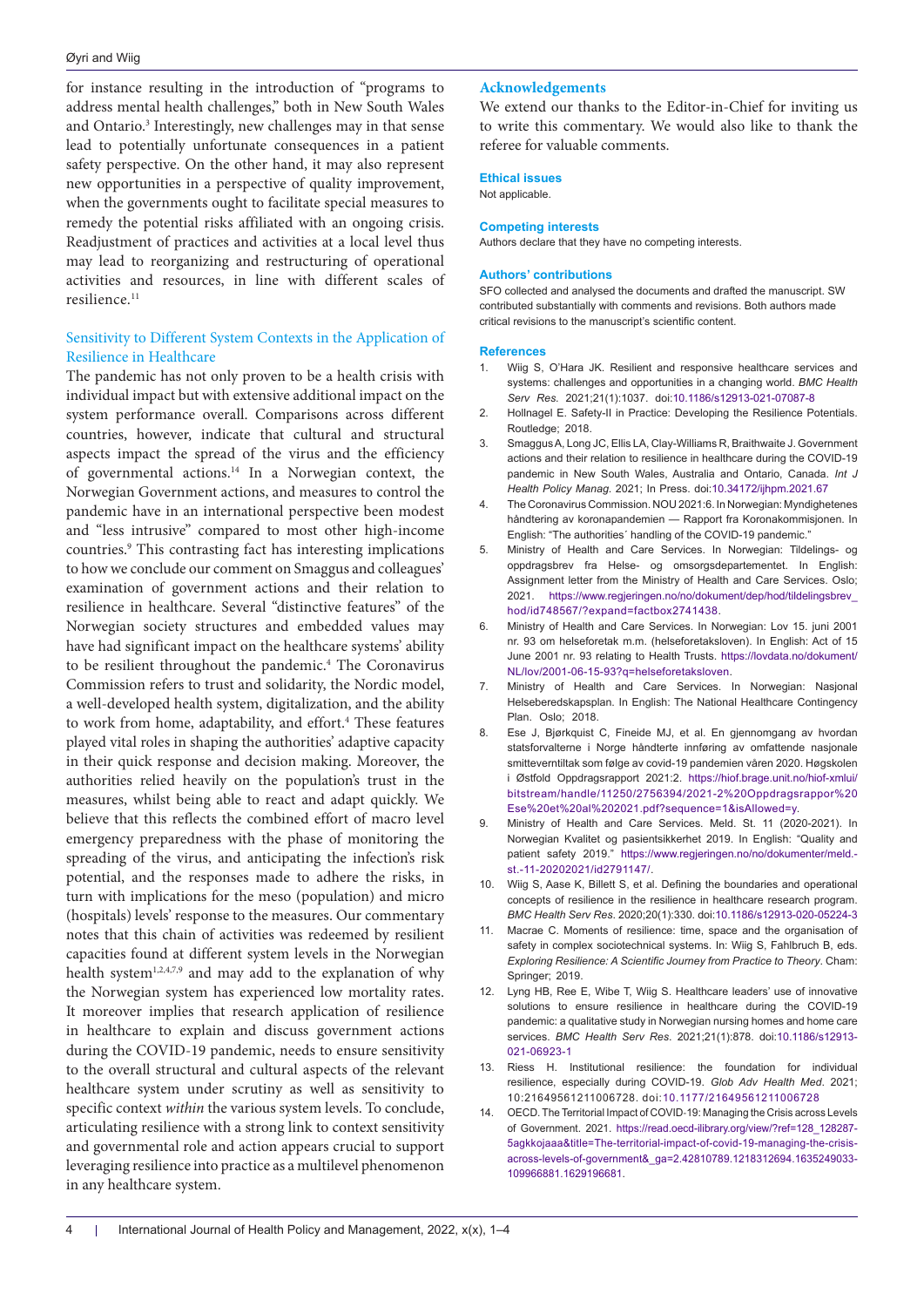for instance resulting in the introduction of "programs to address mental health challenges," both in New South Wales and Ontario.[3] Interestingly, new challenges may in that sense lead to potentially unfortunate consequences in a patient safety perspective. On the other hand, it may also represent new opportunities in a perspective of quality improvement, when the governments ought to facilitate special measures to remedy the potential risks affiliated with an ongoing crisis. Readjustment of practices and activities at a local level thus may lead to reorganizing and restructuring of operational activities and resources, in line with different scales of resilience.[11]

## Sensitivity to Different System Contexts in the Application of Resilience in Healthcare

The pandemic has not only proven to be a health crisis with individual impact but with extensive additional impact on the system performance overall. Comparisons across different countries, however, indicate that cultural and structural aspects impact the spread of the virus and the efficiency of governmental actions.[14] In a Norwegian context, the Norwegian Government actions, and measures to control the pandemic have in an international perspective been modest and "less intrusive" compared to most other high-income countries.[9] This contrasting fact has interesting implications to how we conclude our comment on Smaggus and colleagues' examination of government actions and their relation to resilience in healthcare. Several "distinctive features" of the Norwegian society structures and embedded values may have had significant impact on the healthcare systems' ability to be resilient throughout the pandemic.[4] The Coronavirus Commission refers to trust and solidarity, the Nordic model, a well-developed health system, digitalization, and the ability to work from home, adaptability, and effort.[4] These features played vital roles in shaping the authorities' adaptive capacity in their quick response and decision making. Moreover, the authorities relied heavily on the population's trust in the measures, whilst being able to react and adapt quickly. We believe that this reflects the combined effort of macro level emergency preparedness with the phase of monitoring the spreading of the virus, and anticipating the infection's risk potential, and the responses made to adhere the risks, in turn with implications for the meso (population) and micro (hospitals) levels' response to the measures. Our commentary notes that this chain of activities was redeemed by resilient capacities found at different system levels in the Norwegian health system[1,2,4,7,9] and may add to the explanation of why the Norwegian system has experienced low mortality rates. It moreover implies that research application of resilience in healthcare to explain and discuss government actions during the COVID-19 pandemic, needs to ensure sensitivity to the overall structural and cultural aspects of the relevant healthcare system under scrutiny as well as sensitivity to specific context *within* the various system levels. To conclude, articulating resilience with a strong link to context sensitivity and governmental role and action appears crucial to support leveraging resilience into practice as a multilevel phenomenon in any healthcare system.

## Acknowledgements

We extend our thanks to the Editor-in-Chief for inviting us to write this commentary. We would also like to thank the referee for valuable comments.

### Ethical issues

Not applicable.

### Competing interests

Authors declare that they have no competing interests.

### Authors' contributions

SFO collected and analysed the documents and drafted the manuscript. SW contributed substantially with comments and revisions. Both authors made critical revisions to the manuscript's scientific content.

### References

1. Wiig S, O'Hara JK. Resilient and responsive healthcare services and systems: challenges and opportunities in a changing world. *BMC Health Serv Res.* 2021;21(1):1037. doi:10.1186/s12913-021-07087-8
2. Hollnagel E. Safety-II in Practice: Developing the Resilience Potentials. Routledge; 2018.
3. Smaggus A, Long JC, Ellis LA, Clay-Williams R, Braithwaite J. Government actions and their relation to resilience in healthcare during the COVID-19 pandemic in New South Wales, Australia and Ontario, Canada. *Int J Health Policy Manag.* 2021; In Press. doi:10.34172/ijhpm.2021.67
4. The Coronavirus Commission. NOU 2021:6. In Norwegian: Myndighetenes håndtering av koronapandemien — Rapport fra Koronakommisjonen. In English: "The authorities´ handling of the COVID-19 pandemic."
5. Ministry of Health and Care Services. In Norwegian: Tildelings- og oppdragsbrev fra Helse- og omsorgsdepartementet. In English: Assignment letter from the Ministry of Health and Care Services. Oslo; 2021. https://www.regjeringen.no/no/dokument/dep/hod/tildelingsbrev_hod/id748567/?expand=factbox2741438.
6. Ministry of Health and Care Services. In Norwegian: Lov 15. juni 2001 nr. 93 om helseforetak m.m. (helseforetaksloven). In English: Act of 15 June 2001 nr. 93 relating to Health Trusts. https://lovdata.no/dokument/NL/lov/2001-06-15-93?q=helseforetaksloven.
7. Ministry of Health and Care Services. In Norwegian: Nasjonal Helseberedskapsplan. In English: The National Healthcare Contingency Plan. Oslo; 2018.
8. Ese J, Bjørkquist C, Fineide MJ, et al. En gjennomgang av hvordan statsforvalterne i Norge håndterte innføring av omfattende nasjonale smitteverntiltak som følge av covid-19 pandemien våren 2020. Høgskolen i Østfold Oppdragsrapport 2021:2. https://hiof.brage.unit.no/hiof-xmlui/bitstream/handle/11250/2756394/2021-2%20Oppdragsrappor%20Ese%20et%20al%202021.pdf?sequence=1&isAllowed=y.
9. Ministry of Health and Care Services. Meld. St. 11 (2020-2021). In Norwegian Kvalitet og pasientsikkerhet 2019. In English: "Quality and patient safety 2019." https://www.regjeringen.no/no/dokumenter/meld.-st.-11-20202021/id2791147/.
10. Wiig S, Aase K, Billett S, et al. Defining the boundaries and operational concepts of resilience in the resilience in healthcare research program. *BMC Health Serv Res*. 2020;20(1):330. doi:10.1186/s12913-020-05224-3
11. Macrae C. Moments of resilience: time, space and the organisation of safety in complex sociotechnical systems. In: Wiig S, Fahlbruch B, eds. *Exploring Resilience: A Scientific Journey from Practice to Theory*. Cham: Springer; 2019.
12. Lyng HB, Ree E, Wibe T, Wiig S. Healthcare leaders' use of innovative solutions to ensure resilience in healthcare during the COVID-19 pandemic: a qualitative study in Norwegian nursing homes and home care services. *BMC Health Serv Res*. 2021;21(1):878. doi:10.1186/s12913-021-06923-1
13. Riess H. Institutional resilience: the foundation for individual resilience, especially during COVID-19. *Glob Adv Health Med*. 2021; 10:21649561211006728. doi:10.1177/21649561211006728
14. OECD. The Territorial Impact of COVID-19: Managing the Crisis across Levels of Government. 2021. https://read.oecd-ilibrary.org/view/?ref=128_128287-5agkkojaaa&title=The-territorial-impact-of-covid-19-managing-the-crisis-across-levels-of-government&_ga=2.42810789.1218312694.1635249033-109966881.1629196681.